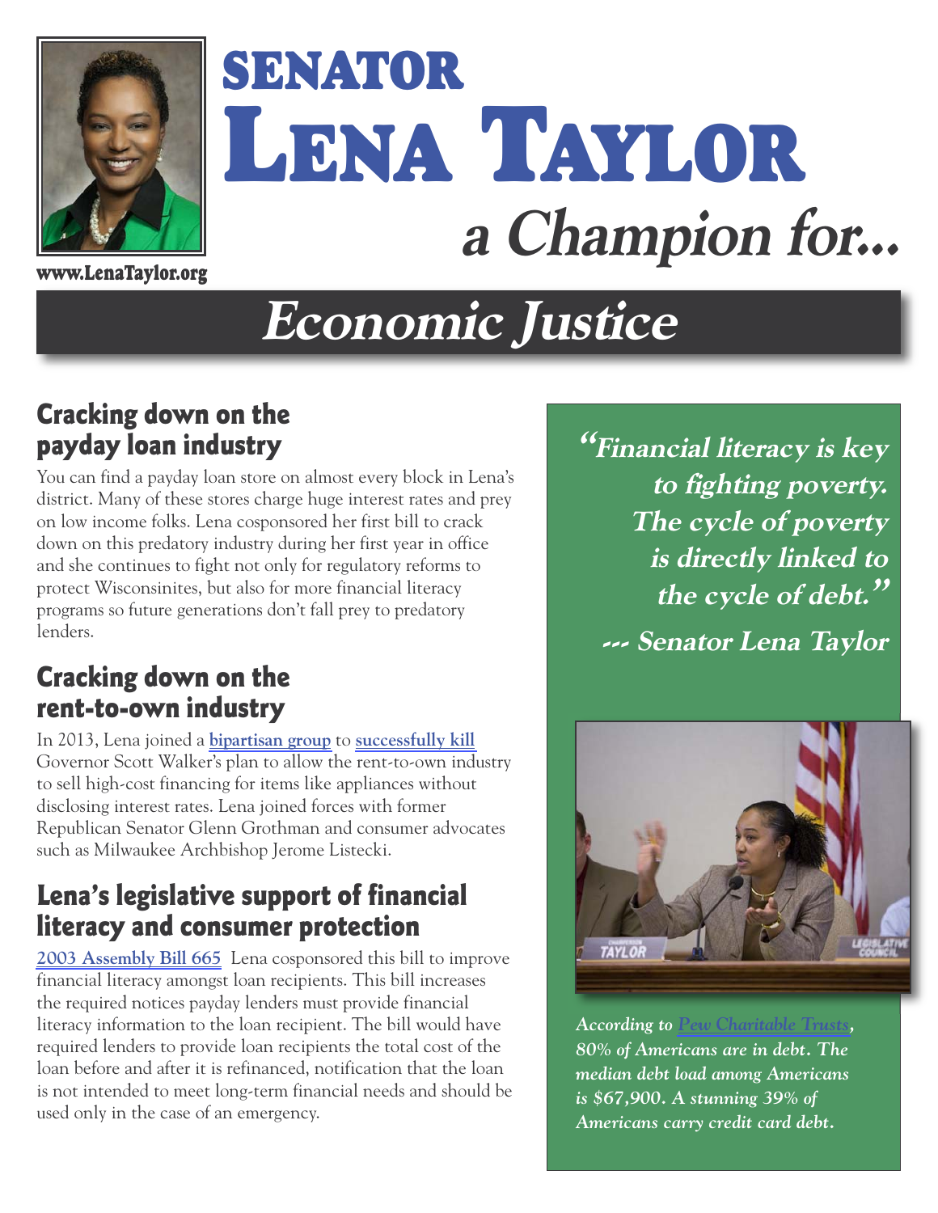# SENATOR LENA TAYLOR

## *a Champion for...*

www.LenaTaylor.org

# *Economic Justice*

## Cracking down on the payday loan industry

You can find a payday loan store on almost every block in Lena's district. Many of these stores charge huge interest rates and prey on low income folks. Lena cosponsored her first bill to crack down on this predatory industry during her first year in office and she continues to fight not only for regulatory reforms to protect Wisconsinites, but also for more financial literacy programs so future generations don't fall prey to predatory lenders.

## Cracking down on the rent-to-own industry

In 2013, Lena joined a **bipartisan group** to **successfully kill** Governor Scott Walker's plan to allow the rent-to-own industry to sell high-cost financing for items like appliances without disclosing interest rates. Lena joined forces with former Republican Senator Glenn Grothman and consumer advocates such as Milwaukee Archbishop Jerome Listecki.

## Lena's legislative support of financial literacy and consumer protection

**2003 Assembly Bill 665** Lena cosponsored this bill to improve financial literacy amongst loan recipients. This bill increases the required notices payday lenders must provide financial literacy information to the loan recipient. The bill would have required lenders to provide loan recipients the total cost of the loan before and after it is refinanced, notification that the loan is not intended to meet long-term financial needs and should be used only in the case of an emergency.

***"Financial literacy is key to fighting poverty. The cycle of poverty is directly linked to the cycle of debt."***

***--- Senator Lena Taylor***

*According to Pew Charitable Trusts, 80% of Americans are in debt. The median debt load among Americans is $67,900. A stunning 39% of Americans carry credit card debt.*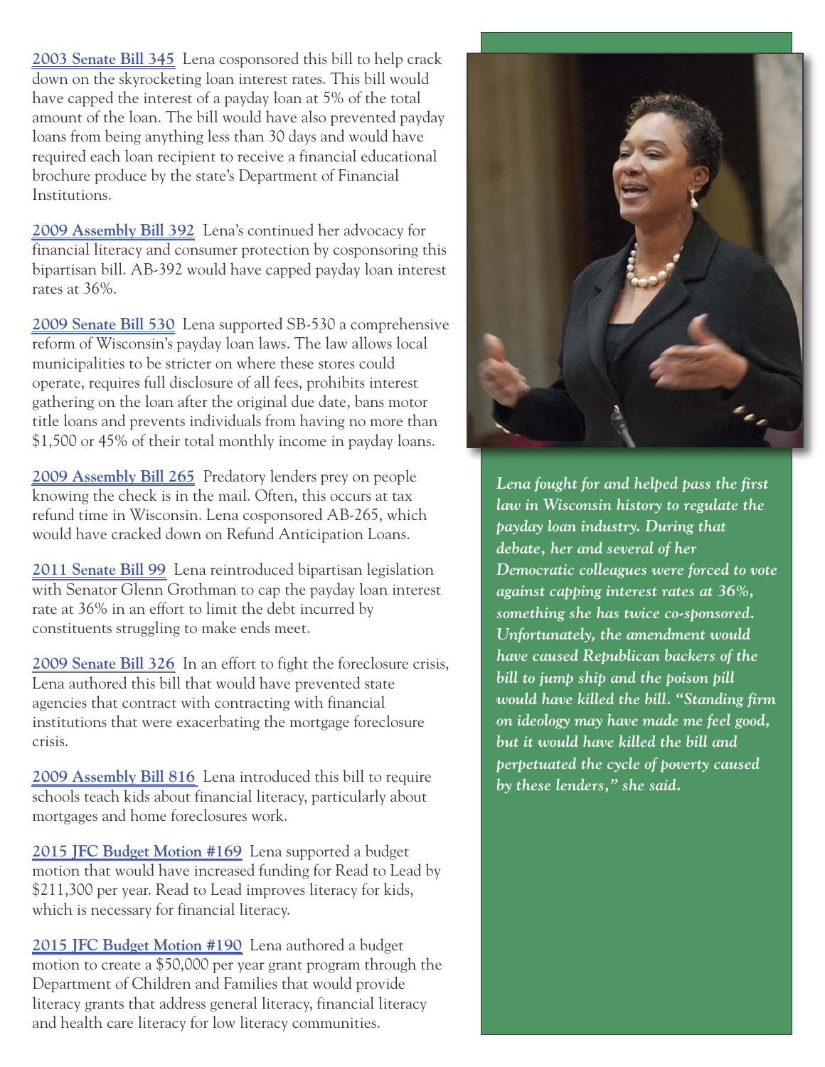**2003 Senate Bill 345** Lena cosponsored this bill to help crack down on the skyrocketing loan interest rates. This bill would have capped the interest of a payday loan at 5% of the total amount of the loan. The bill would have also prevented payday loans from being anything less than 30 days and would have required each loan recipient to receive a financial educational brochure produce by the state's Department of Financial Institutions.

**2009 Assembly Bill 392** Lena's continued her advocacy for financial literacy and consumer protection by cosponsoring this bipartisan bill. AB-392 would have capped payday loan interest rates at 36%.

**2009 Senate Bill 530** Lena supported SB-530 a comprehensive reform of Wisconsin's payday loan laws. The law allows local municipalities to be stricter on where these stores could operate, requires full disclosure of all fees, prohibits interest gathering on the loan after the original due date, bans motor title loans and prevents individuals from having no more than $1,500 or 45% of their total monthly income in payday loans.

**2009 Assembly Bill 265** Predatory lenders prey on people knowing the check is in the mail. Often, this occurs at tax refund time in Wisconsin. Lena cosponsored AB-265, which would have cracked down on Refund Anticipation Loans.

**2011 Senate Bill 99** Lena reintroduced bipartisan legislation with Senator Glenn Grothman to cap the payday loan interest rate at 36% in an effort to limit the debt incurred by constituents struggling to make ends meet.

**2009 Senate Bill 326** In an effort to fight the foreclosure crisis, Lena authored this bill that would have prevented state agencies that contract with contracting with financial institutions that were exacerbating the mortgage foreclosure crisis.

**2009 Assembly Bill 816** Lena introduced this bill to require schools teach kids about financial literacy, particularly about mortgages and home foreclosures work.

**2015 JFC Budget Motion #169** Lena supported a budget motion that would have increased funding for Read to Lead by $211,300 per year. Read to Lead improves literacy for kids, which is necessary for financial literacy.

**2015 JFC Budget Motion #190** Lena authored a budget motion to create a $50,000 per year grant program through the Department of Children and Families that would provide literacy grants that address general literacy, financial literacy and health care literacy for low literacy communities.

***Lena fought for and helped pass the first law in Wisconsin history to regulate the payday loan industry. During that debate, her and several of her Democratic colleagues were forced to vote against capping interest rates at 36%, something she has twice co-sponsored. Unfortunately, the amendment would have caused Republican backers of the bill to jump ship and the poison pill would have killed the bill. "Standing firm on ideology may have made me feel good, but it would have killed the bill and perpetuated the cycle of poverty caused by these lenders," she said.***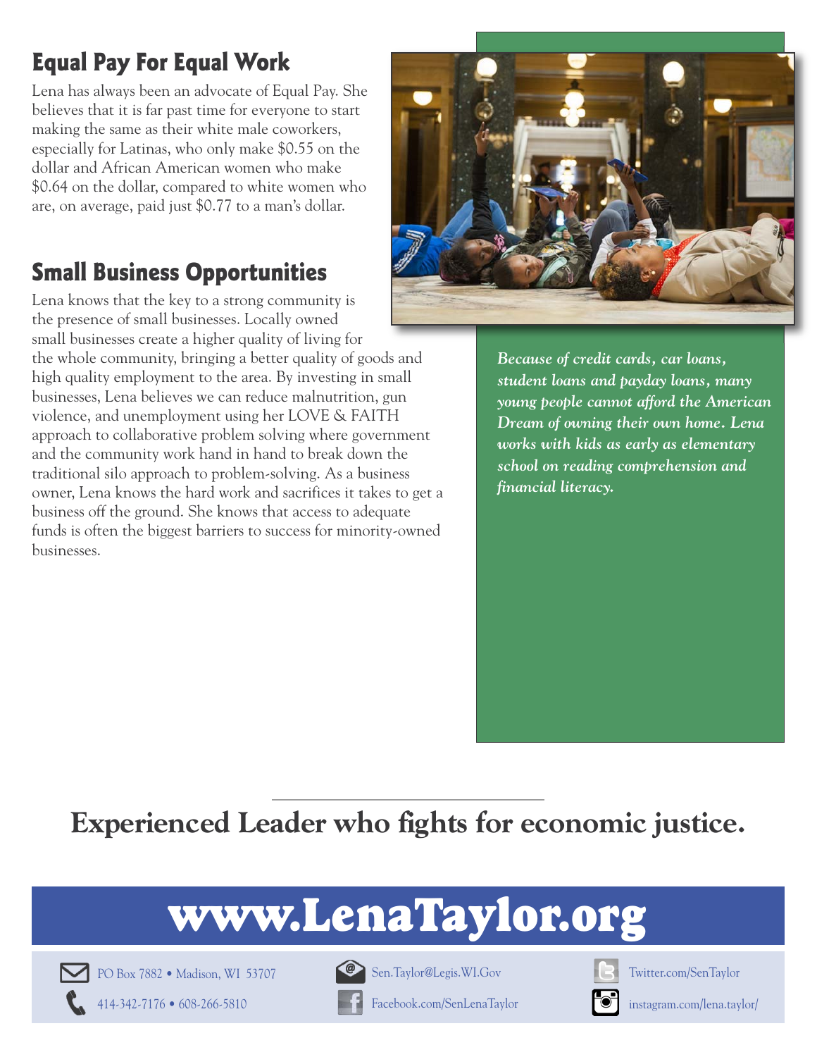## Equal Pay For Equal Work

Lena has always been an advocate of Equal Pay. She believes that it is far past time for everyone to start making the same as their white male coworkers, especially for Latinas, who only make $0.55 on the dollar and African American women who make $0.64 on the dollar, compared to white women who are, on average, paid just $0.77 to a man's dollar.

## Small Business Opportunities

Lena knows that the key to a strong community is the presence of small businesses. Locally owned small businesses create a higher quality of living for the whole community, bringing a better quality of goods and high quality employment to the area. By investing in small businesses, Lena believes we can reduce malnutrition, gun violence, and unemployment using her LOVE & FAITH approach to collaborative problem solving where government and the community work hand in hand to break down the traditional silo approach to problem-solving. As a business owner, Lena knows the hard work and sacrifices it takes to get a business off the ground. She knows that access to adequate funds is often the biggest barriers to success for minority-owned businesses.

***Because of credit cards, car loans, student loans and payday loans, many young people cannot afford the American Dream of owning their own home. Lena works with kids as early as elementary school on reading comprehension and financial literacy.***

**Experienced Leader who fights for economic justice.**

# www.LenaTaylor.org

PO Box 7882 • Madison, WI 53707

414-342-7176 • 608-266-5810

Sen.Taylor@Legis.WI.Gov

Facebook.com/SenLenaTaylor

Twitter.com/SenTaylor

instagram.com/lena.taylor/